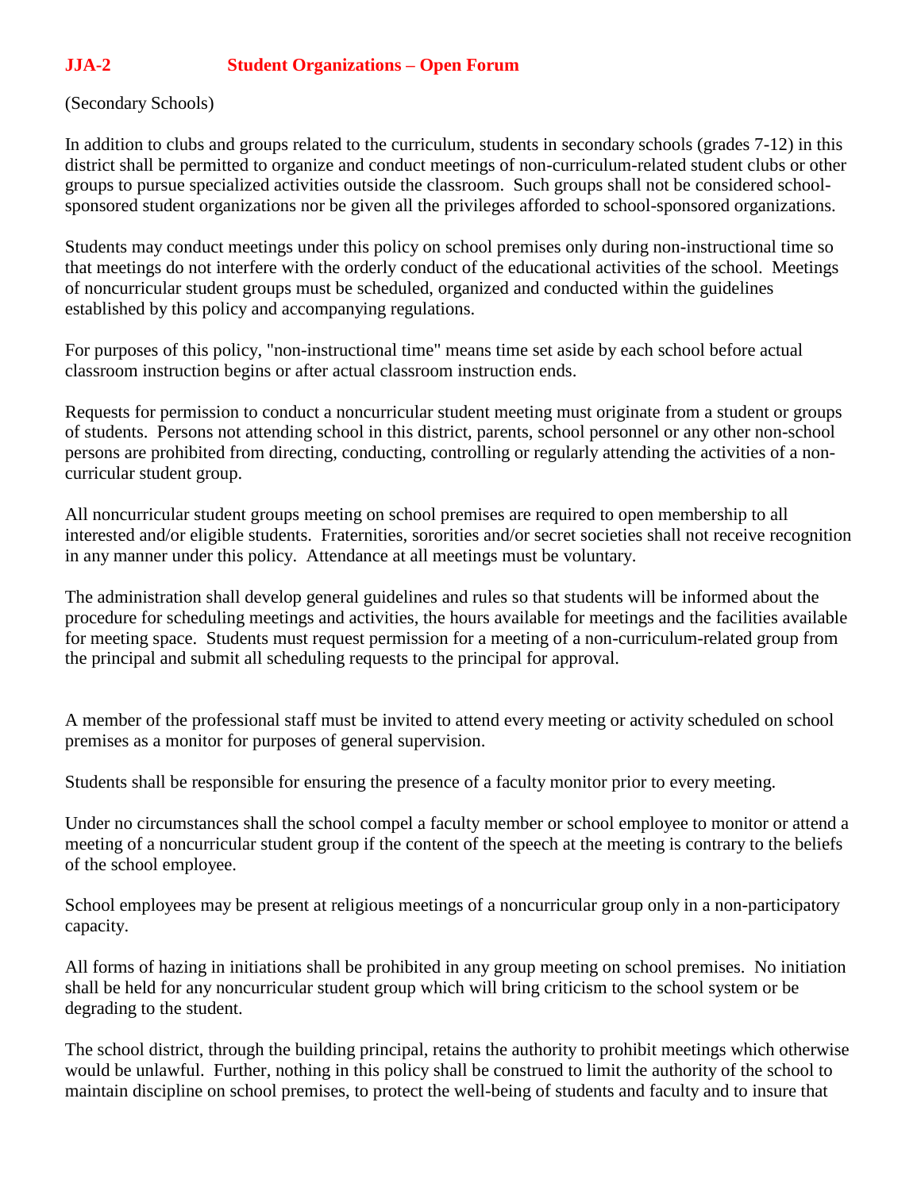# JJA-2 Student Organizations – Open Forum

(Secondary Schools)

In addition to clubs and groups related to the curriculum, students in secondary schools (grades 7-12) in this district shall be permitted to organize and conduct meetings of non-curriculum-related student clubs or other groups to pursue specialized activities outside the classroom. Such groups shall not be considered school-sponsored student organizations nor be given all the privileges afforded to school-sponsored organizations.

Students may conduct meetings under this policy on school premises only during non-instructional time so that meetings do not interfere with the orderly conduct of the educational activities of the school. Meetings of noncurricular student groups must be scheduled, organized and conducted within the guidelines established by this policy and accompanying regulations.

For purposes of this policy, "non-instructional time" means time set aside by each school before actual classroom instruction begins or after actual classroom instruction ends.

Requests for permission to conduct a noncurricular student meeting must originate from a student or groups of students. Persons not attending school in this district, parents, school personnel or any other non-school persons are prohibited from directing, conducting, controlling or regularly attending the activities of a non-curricular student group.

All noncurricular student groups meeting on school premises are required to open membership to all interested and/or eligible students. Fraternities, sororities and/or secret societies shall not receive recognition in any manner under this policy. Attendance at all meetings must be voluntary.

The administration shall develop general guidelines and rules so that students will be informed about the procedure for scheduling meetings and activities, the hours available for meetings and the facilities available for meeting space. Students must request permission for a meeting of a non-curriculum-related group from the principal and submit all scheduling requests to the principal for approval.

A member of the professional staff must be invited to attend every meeting or activity scheduled on school premises as a monitor for purposes of general supervision.

Students shall be responsible for ensuring the presence of a faculty monitor prior to every meeting.

Under no circumstances shall the school compel a faculty member or school employee to monitor or attend a meeting of a noncurricular student group if the content of the speech at the meeting is contrary to the beliefs of the school employee.

School employees may be present at religious meetings of a noncurricular group only in a non-participatory capacity.

All forms of hazing in initiations shall be prohibited in any group meeting on school premises. No initiation shall be held for any noncurricular student group which will bring criticism to the school system or be degrading to the student.

The school district, through the building principal, retains the authority to prohibit meetings which otherwise would be unlawful. Further, nothing in this policy shall be construed to limit the authority of the school to maintain discipline on school premises, to protect the well-being of students and faculty and to insure that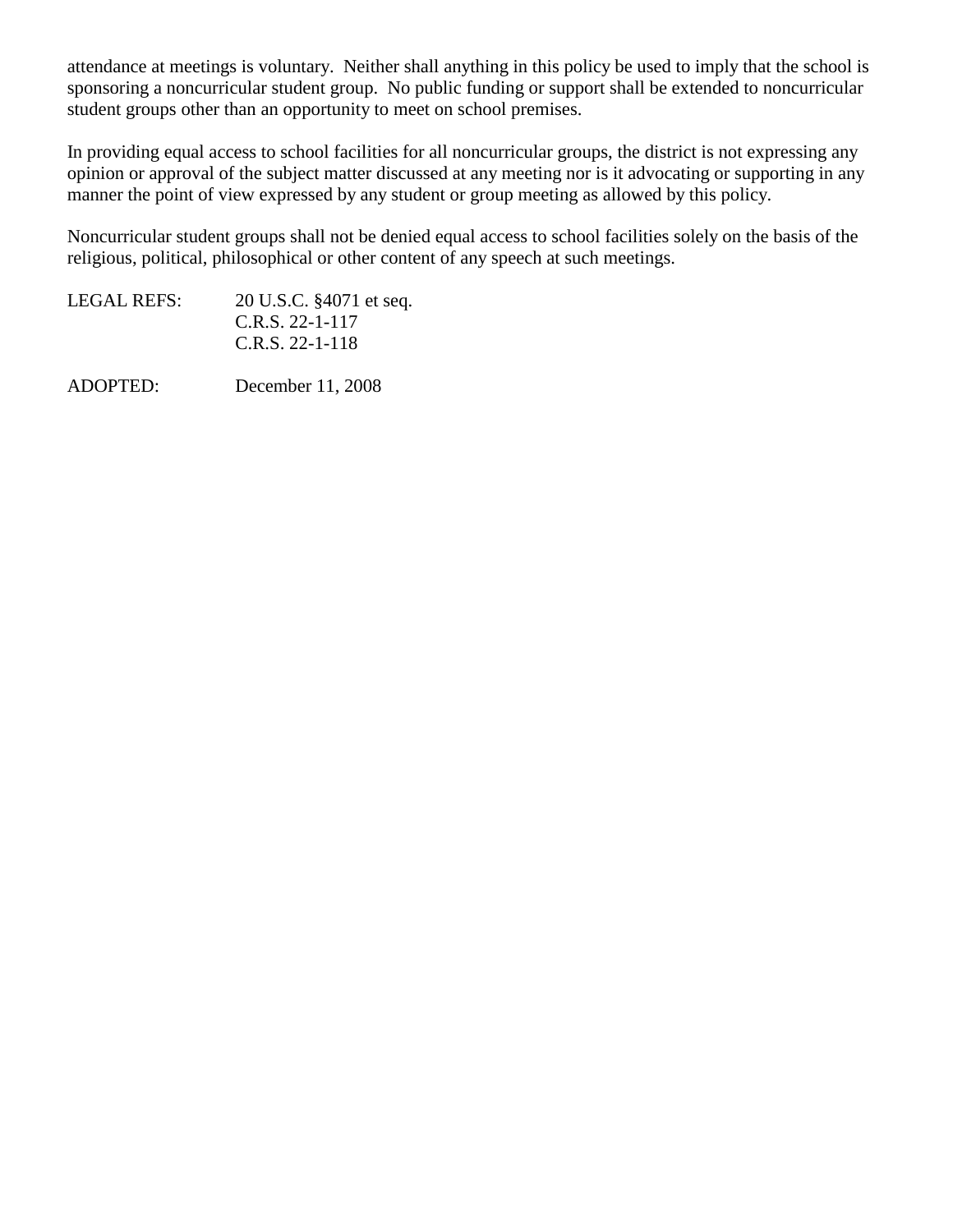attendance at meetings is voluntary. Neither shall anything in this policy be used to imply that the school is sponsoring a noncurricular student group. No public funding or support shall be extended to noncurricular student groups other than an opportunity to meet on school premises.

In providing equal access to school facilities for all noncurricular groups, the district is not expressing any opinion or approval of the subject matter discussed at any meeting nor is it advocating or supporting in any manner the point of view expressed by any student or group meeting as allowed by this policy.

Noncurricular student groups shall not be denied equal access to school facilities solely on the basis of the religious, political, philosophical or other content of any speech at such meetings.

LEGAL REFS: 20 U.S.C. §4071 et seq.
C.R.S. 22-1-117
C.R.S. 22-1-118

ADOPTED: December 11, 2008